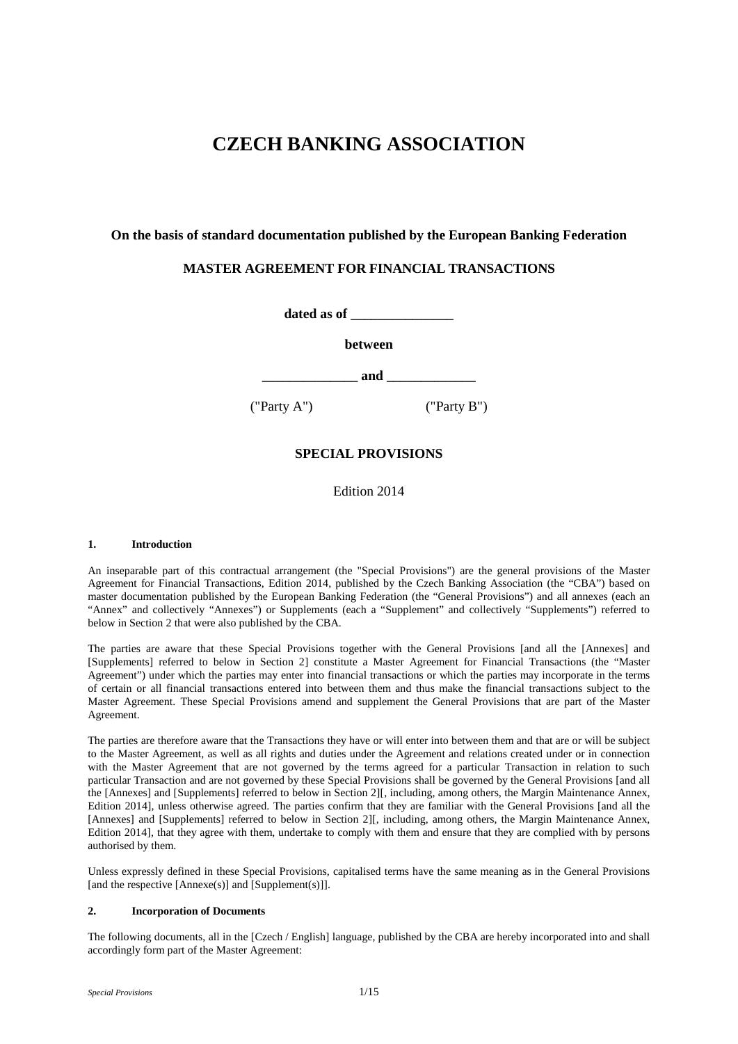# CZECH BANKING ASSOCIATION

**On the basis of standard documentation published by the European Banking Federation**

**MASTER AGREEMENT FOR FINANCIAL TRANSACTIONS**

**dated as of _______________**

**between**

**______________ and _____________**

("Party A") ("Party B")

**SPECIAL PROVISIONS**

Edition 2014

#### 1. Introduction

An inseparable part of this contractual arrangement (the "Special Provisions") are the general provisions of the Master Agreement for Financial Transactions, Edition 2014, published by the Czech Banking Association (the "CBA") based on master documentation published by the European Banking Federation (the "General Provisions") and all annexes (each an "Annex" and collectively "Annexes") or Supplements (each a "Supplement" and collectively "Supplements") referred to below in Section 2 that were also published by the CBA.

The parties are aware that these Special Provisions together with the General Provisions [and all the [Annexes] and [Supplements] referred to below in Section 2] constitute a Master Agreement for Financial Transactions (the "Master Agreement") under which the parties may enter into financial transactions or which the parties may incorporate in the terms of certain or all financial transactions entered into between them and thus make the financial transactions subject to the Master Agreement. These Special Provisions amend and supplement the General Provisions that are part of the Master Agreement.

The parties are therefore aware that the Transactions they have or will enter into between them and that are or will be subject to the Master Agreement, as well as all rights and duties under the Agreement and relations created under or in connection with the Master Agreement that are not governed by the terms agreed for a particular Transaction in relation to such particular Transaction and are not governed by these Special Provisions shall be governed by the General Provisions [and all the [Annexes] and [Supplements] referred to below in Section 2][, including, among others, the Margin Maintenance Annex, Edition 2014], unless otherwise agreed. The parties confirm that they are familiar with the General Provisions [and all the [Annexes] and [Supplements] referred to below in Section 2][, including, among others, the Margin Maintenance Annex, Edition 2014], that they agree with them, undertake to comply with them and ensure that they are complied with by persons authorised by them.

Unless expressly defined in these Special Provisions, capitalised terms have the same meaning as in the General Provisions [and the respective [Annexe(s)] and [Supplement(s)]].

#### 2. Incorporation of Documents

The following documents, all in the [Czech / English] language, published by the CBA are hereby incorporated into and shall accordingly form part of the Master Agreement: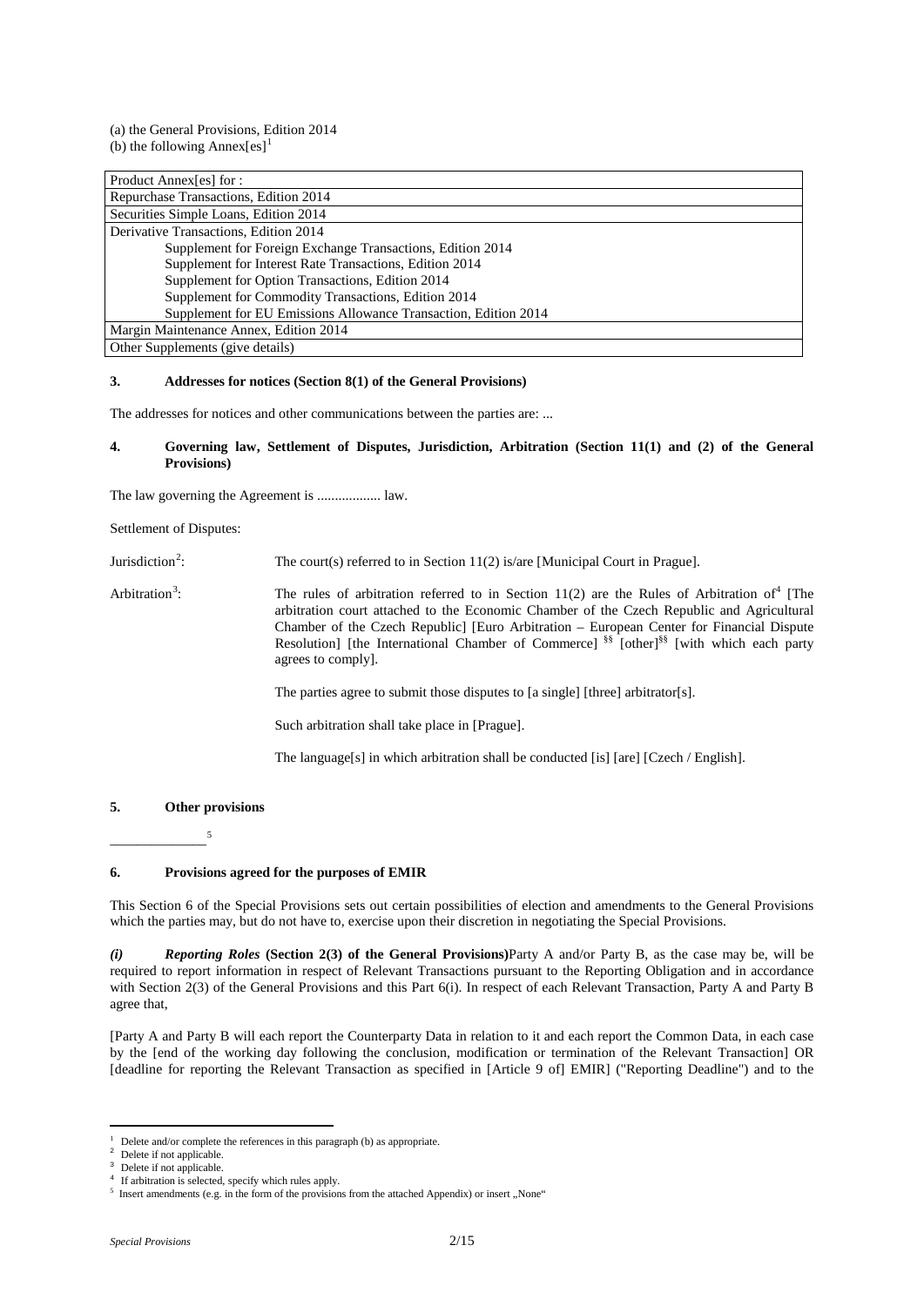(a) the General Provisions, Edition 2014
(b) the following Annex[es][1]

| Product Annex[es] for : |
|---|
| Repurchase Transactions, Edition 2014 |
| Securities Simple Loans, Edition 2014 |
| Derivative Transactions, Edition 2014 |
| Supplement for Foreign Exchange Transactions, Edition 2014 |
| Supplement for Interest Rate Transactions, Edition 2014 |
| Supplement for Option Transactions, Edition 2014 |
| Supplement for Commodity Transactions, Edition 2014 |
| Supplement for EU Emissions Allowance Transaction, Edition 2014 |
| Margin Maintenance Annex, Edition 2014 |
| Other Supplements (give details) |

### 3. Addresses for notices (Section 8(1) of the General Provisions)

The addresses for notices and other communications between the parties are: ...

### 4. Governing law, Settlement of Disputes, Jurisdiction, Arbitration (Section 11(1) and (2) of the General Provisions)

The law governing the Agreement is .................. law.

Settlement of Disputes:

Jurisdiction[2]: The court(s) referred to in Section 11(2) is/are [Municipal Court in Prague].

Arbitration[3]: The rules of arbitration referred to in Section 11(2) are the Rules of Arbitration of[4] [The arbitration court attached to the Economic Chamber of the Czech Republic and Agricultural Chamber of the Czech Republic] [Euro Arbitration – European Center for Financial Dispute Resolution] [the International Chamber of Commerce] §§ [other]§§ [with which each party agrees to comply].

The parties agree to submit those disputes to [a single] [three] arbitrator[s].

Such arbitration shall take place in [Prague].

The language[s] in which arbitration shall be conducted [is] [are] [Czech / English].

### 5. Other provisions

______________[5]

### 6. Provisions agreed for the purposes of EMIR

This Section 6 of the Special Provisions sets out certain possibilities of election and amendments to the General Provisions which the parties may, but do not have to, exercise upon their discretion in negotiating the Special Provisions.

***(i) Reporting Roles* (Section 2(3) of the General Provisions)** Party A and/or Party B, as the case may be, will be required to report information in respect of Relevant Transactions pursuant to the Reporting Obligation and in accordance with Section 2(3) of the General Provisions and this Part 6(i). In respect of each Relevant Transaction, Party A and Party B agree that,

[Party A and Party B will each report the Counterparty Data in relation to it and each report the Common Data, in each case by the [end of the working day following the conclusion, modification or termination of the Relevant Transaction] OR [deadline for reporting the Relevant Transaction as specified in [Article 9 of] EMIR] ("Reporting Deadline") and to the

---

[1] Delete and/or complete the references in this paragraph (b) as appropriate.
[2] Delete if not applicable.
[3] Delete if not applicable.
[4] If arbitration is selected, specify which rules apply.
[5] Insert amendments (e.g. in the form of the provisions from the attached Appendix) or insert „None“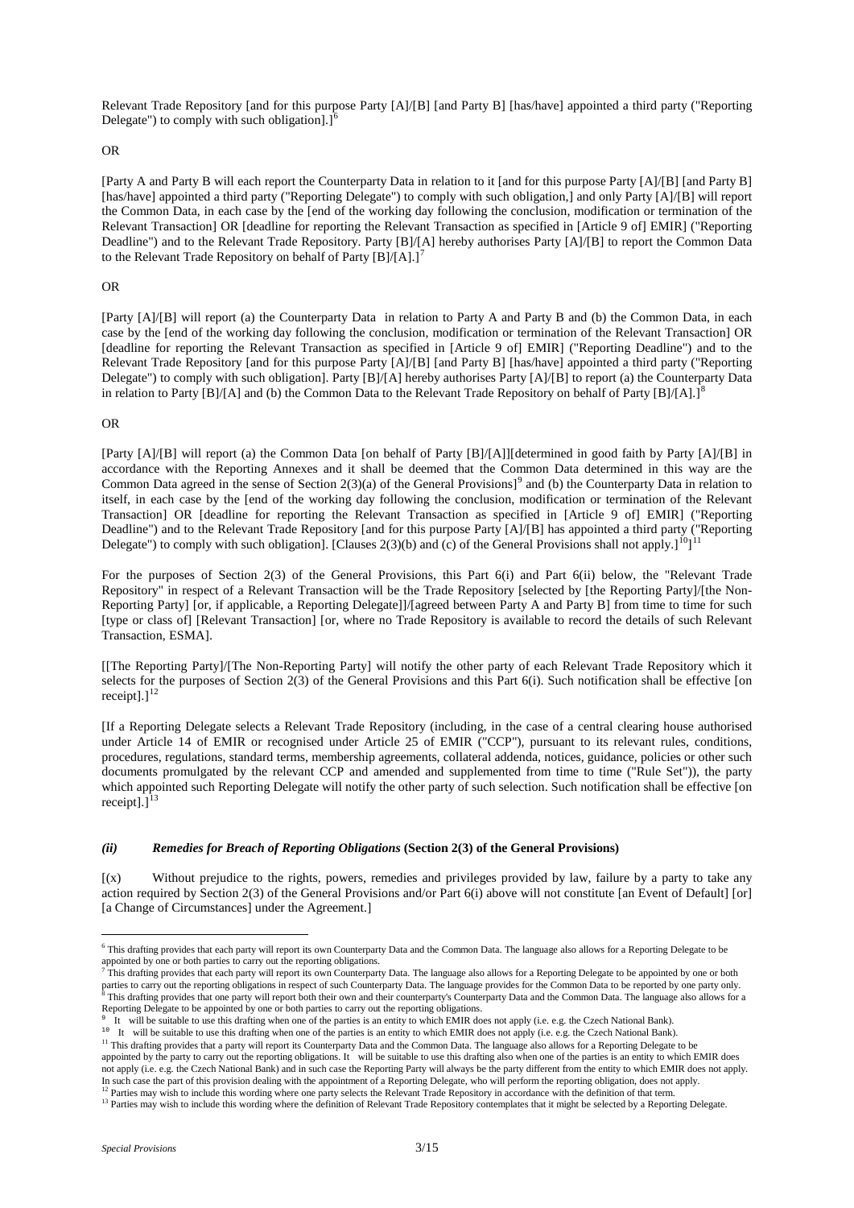Relevant Trade Repository [and for this purpose Party [A]/[B] [and Party B] [has/have] appointed a third party ("Reporting Delegate") to comply with such obligation].][6]

OR

[Party A and Party B will each report the Counterparty Data in relation to it [and for this purpose Party [A]/[B] [and Party B] [has/have] appointed a third party ("Reporting Delegate") to comply with such obligation,] and only Party [A]/[B] will report the Common Data, in each case by the [end of the working day following the conclusion, modification or termination of the Relevant Transaction] OR [deadline for reporting the Relevant Transaction as specified in [Article 9 of] EMIR] ("Reporting Deadline") and to the Relevant Trade Repository. Party [B]/[A] hereby authorises Party [A]/[B] to report the Common Data to the Relevant Trade Repository on behalf of Party [B]/[A].][7]

OR

[Party [A]/[B] will report (a) the Counterparty Data in relation to Party A and Party B and (b) the Common Data, in each case by the [end of the working day following the conclusion, modification or termination of the Relevant Transaction] OR [deadline for reporting the Relevant Transaction as specified in [Article 9 of] EMIR] ("Reporting Deadline") and to the Relevant Trade Repository [and for this purpose Party [A]/[B] [and Party B] [has/have] appointed a third party ("Reporting Delegate") to comply with such obligation]. Party [B]/[A] hereby authorises Party [A]/[B] to report (a) the Counterparty Data in relation to Party [B]/[A] and (b) the Common Data to the Relevant Trade Repository on behalf of Party [B]/[A].][8]

OR

[Party [A]/[B] will report (a) the Common Data [on behalf of Party [B]/[A]][determined in good faith by Party [A]/[B] in accordance with the Reporting Annexes and it shall be deemed that the Common Data determined in this way are the Common Data agreed in the sense of Section 2(3)(a) of the General Provisions][9] and (b) the Counterparty Data in relation to itself, in each case by the [end of the working day following the conclusion, modification or termination of the Relevant Transaction] OR [deadline for reporting the Relevant Transaction as specified in [Article 9 of] EMIR] ("Reporting Deadline") and to the Relevant Trade Repository [and for this purpose Party [A]/[B] has appointed a third party ("Reporting Delegate") to comply with such obligation]. [Clauses 2(3)(b) and (c) of the General Provisions shall not apply.][10]][11]

For the purposes of Section 2(3) of the General Provisions, this Part 6(i) and Part 6(ii) below, the "Relevant Trade Repository" in respect of a Relevant Transaction will be the Trade Repository [selected by [the Reporting Party]/[the Non-Reporting Party] [or, if applicable, a Reporting Delegate]]/[agreed between Party A and Party B] from time to time for such [type or class of] [Relevant Transaction] [or, where no Trade Repository is available to record the details of such Relevant Transaction, ESMA].

[[The Reporting Party]/[The Non-Reporting Party] will notify the other party of each Relevant Trade Repository which it selects for the purposes of Section 2(3) of the General Provisions and this Part 6(i). Such notification shall be effective [on receipt].][12]

[If a Reporting Delegate selects a Relevant Trade Repository (including, in the case of a central clearing house authorised under Article 14 of EMIR or recognised under Article 25 of EMIR ("CCP"), pursuant to its relevant rules, conditions, procedures, regulations, standard terms, membership agreements, collateral addenda, notices, guidance, policies or other such documents promulgated by the relevant CCP and amended and supplemented from time to time ("Rule Set")), the party which appointed such Reporting Delegate will notify the other party of such selection. Such notification shall be effective [on receipt].][13]

#### *(ii) Remedies for Breach of Reporting Obligations* **(Section 2(3) of the General Provisions)**

[(x) Without prejudice to the rights, powers, remedies and privileges provided by law, failure by a party to take any action required by Section 2(3) of the General Provisions and/or Part 6(i) above will not constitute [an Event of Default] [or] [a Change of Circumstances] under the Agreement.]

---

[6] This drafting provides that each party will report its own Counterparty Data and the Common Data. The language also allows for a Reporting Delegate to be appointed by one or both parties to carry out the reporting obligations.

[7] This drafting provides that each party will report its own Counterparty Data. The language also allows for a Reporting Delegate to be appointed by one or both parties to carry out the reporting obligations in respect of such Counterparty Data. The language provides for the Common Data to be reported by one party only.

[8] This drafting provides that one party will report both their own and their counterparty's Counterparty Data and the Common Data. The language also allows for a Reporting Delegate to be appointed by one or both parties to carry out the reporting obligations.

[9] It will be suitable to use this drafting when one of the parties is an entity to which EMIR does not apply (i.e. e.g. the Czech National Bank).

[10] It will be suitable to use this drafting when one of the parties is an entity to which EMIR does not apply (i.e. e.g. the Czech National Bank).

[11] This drafting provides that a party will report its Counterparty Data and the Common Data. The language also allows for a Reporting Delegate to be appointed by the party to carry out the reporting obligations. It will be suitable to use this drafting also when one of the parties is an entity to which EMIR does not apply (i.e. e.g. the Czech National Bank) and in such case the Reporting Party will always be the party different from the entity to which EMIR does not apply. In such case the part of this provision dealing with the appointment of a Reporting Delegate, who will perform the reporting obligation, does not apply.

[12] Parties may wish to include this wording where one party selects the Relevant Trade Repository in accordance with the definition of that term.

[13] Parties may wish to include this wording where the definition of Relevant Trade Repository contemplates that it might be selected by a Reporting Delegate.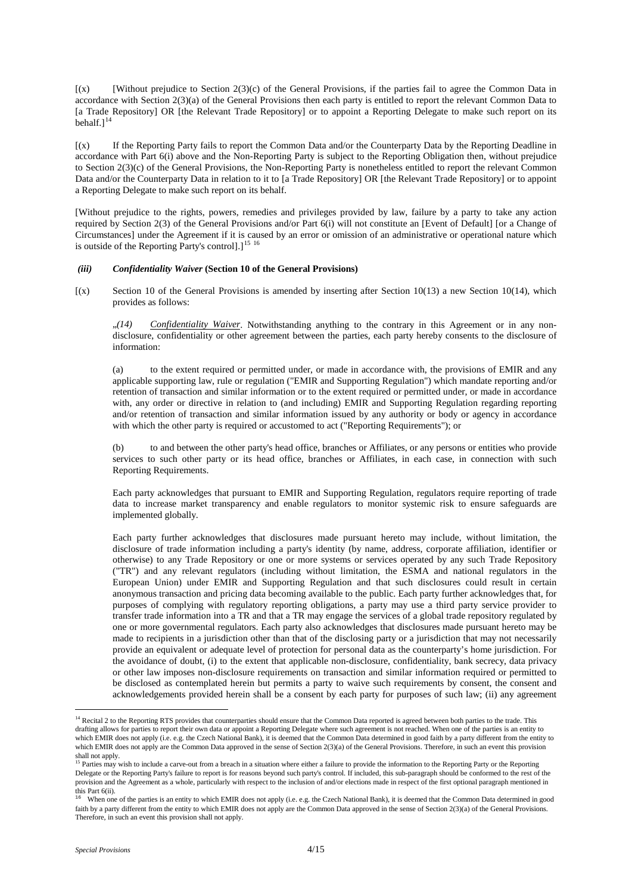[(x) [Without prejudice to Section 2(3)(c) of the General Provisions, if the parties fail to agree the Common Data in accordance with Section 2(3)(a) of the General Provisions then each party is entitled to report the relevant Common Data to [a Trade Repository] OR [the Relevant Trade Repository] or to appoint a Reporting Delegate to make such report on its behalf.][14]

[(x) If the Reporting Party fails to report the Common Data and/or the Counterparty Data by the Reporting Deadline in accordance with Part 6(i) above and the Non-Reporting Party is subject to the Reporting Obligation then, without prejudice to Section 2(3)(c) of the General Provisions, the Non-Reporting Party is nonetheless entitled to report the relevant Common Data and/or the Counterparty Data in relation to it to [a Trade Repository] OR [the Relevant Trade Repository] or to appoint a Reporting Delegate to make such report on its behalf.

[Without prejudice to the rights, powers, remedies and privileges provided by law, failure by a party to take any action required by Section 2(3) of the General Provisions and/or Part 6(i) will not constitute an [Event of Default] [or a Change of Circumstances] under the Agreement if it is caused by an error or omission of an administrative or operational nature which is outside of the Reporting Party's control].][15] [16]

### *(iii) Confidentiality Waiver* (Section 10 of the General Provisions)

[(x) Section 10 of the General Provisions is amended by inserting after Section 10(13) a new Section 10(14), which provides as follows:

„*(14) Confidentiality Waiver*. Notwithstanding anything to the contrary in this Agreement or in any non-disclosure, confidentiality or other agreement between the parties, each party hereby consents to the disclosure of information:

(a) to the extent required or permitted under, or made in accordance with, the provisions of EMIR and any applicable supporting law, rule or regulation ("EMIR and Supporting Regulation") which mandate reporting and/or retention of transaction and similar information or to the extent required or permitted under, or made in accordance with, any order or directive in relation to (and including) EMIR and Supporting Regulation regarding reporting and/or retention of transaction and similar information issued by any authority or body or agency in accordance with which the other party is required or accustomed to act ("Reporting Requirements"); or

(b) to and between the other party's head office, branches or Affiliates, or any persons or entities who provide services to such other party or its head office, branches or Affiliates, in each case, in connection with such Reporting Requirements.

Each party acknowledges that pursuant to EMIR and Supporting Regulation, regulators require reporting of trade data to increase market transparency and enable regulators to monitor systemic risk to ensure safeguards are implemented globally.

Each party further acknowledges that disclosures made pursuant hereto may include, without limitation, the disclosure of trade information including a party's identity (by name, address, corporate affiliation, identifier or otherwise) to any Trade Repository or one or more systems or services operated by any such Trade Repository ("TR") and any relevant regulators (including without limitation, the ESMA and national regulators in the European Union) under EMIR and Supporting Regulation and that such disclosures could result in certain anonymous transaction and pricing data becoming available to the public. Each party further acknowledges that, for purposes of complying with regulatory reporting obligations, a party may use a third party service provider to transfer trade information into a TR and that a TR may engage the services of a global trade repository regulated by one or more governmental regulators. Each party also acknowledges that disclosures made pursuant hereto may be made to recipients in a jurisdiction other than that of the disclosing party or a jurisdiction that may not necessarily provide an equivalent or adequate level of protection for personal data as the counterparty's home jurisdiction. For the avoidance of doubt, (i) to the extent that applicable non-disclosure, confidentiality, bank secrecy, data privacy or other law imposes non-disclosure requirements on transaction and similar information required or permitted to be disclosed as contemplated herein but permits a party to waive such requirements by consent, the consent and acknowledgements provided herein shall be a consent by each party for purposes of such law; (ii) any agreement

---

[14] Recital 2 to the Reporting RTS provides that counterparties should ensure that the Common Data reported is agreed between both parties to the trade. This drafting allows for parties to report their own data or appoint a Reporting Delegate where such agreement is not reached. When one of the parties is an entity to which EMIR does not apply (i.e. e.g. the Czech National Bank), it is deemed that the Common Data determined in good faith by a party different from the entity to which EMIR does not apply are the Common Data approved in the sense of Section 2(3)(a) of the General Provisions. Therefore, in such an event this provision shall not apply.

[15] Parties may wish to include a carve-out from a breach in a situation where either a failure to provide the information to the Reporting Party or the Reporting Delegate or the Reporting Party's failure to report is for reasons beyond such party's control. If included, this sub-paragraph should be conformed to the rest of the provision and the Agreement as a whole, particularly with respect to the inclusion of and/or elections made in respect of the first optional paragraph mentioned in this Part 6(ii).

[16] When one of the parties is an entity to which EMIR does not apply (i.e. e.g. the Czech National Bank), it is deemed that the Common Data determined in good faith by a party different from the entity to which EMIR does not apply are the Common Data approved in the sense of Section 2(3)(a) of the General Provisions. Therefore, in such an event this provision shall not apply.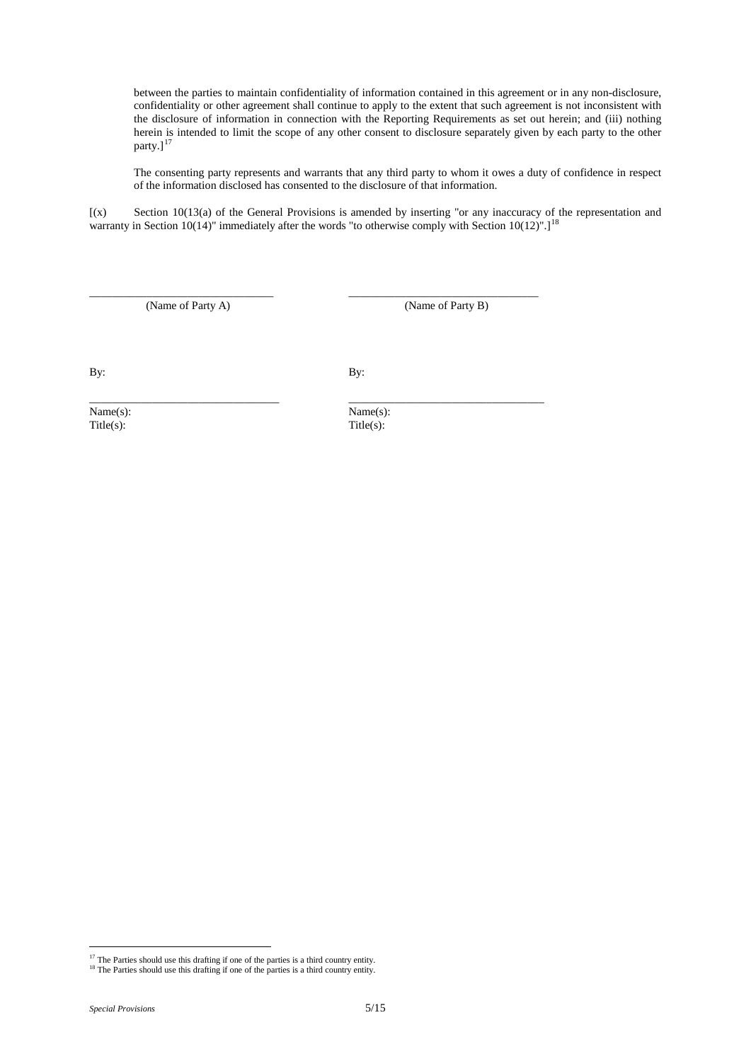between the parties to maintain confidentiality of information contained in this agreement or in any non-disclosure, confidentiality or other agreement shall continue to apply to the extent that such agreement is not inconsistent with the disclosure of information in connection with the Reporting Requirements as set out herein; and (iii) nothing herein is intended to limit the scope of any other consent to disclosure separately given by each party to the other party.][17]

The consenting party represents and warrants that any third party to whom it owes a duty of confidence in respect of the information disclosed has consented to the disclosure of that information.

[(x) Section 10(13(a) of the General Provisions is amended by inserting "or any inaccuracy of the representation and warranty in Section 10(14)" immediately after the words "to otherwise comply with Section 10(12)".][18]

| _________________________________ | _________________________________ |
|---|---|
| (Name of Party A) | (Name of Party B) |
| | |
| By: | By: |
| _________________________________ | _________________________________ |
| Name(s): | Name(s): |
| Title(s): | Title(s): |

[17] The Parties should use this drafting if one of the parties is a third country entity.
[18] The Parties should use this drafting if one of the parties is a third country entity.

*Special Provisions*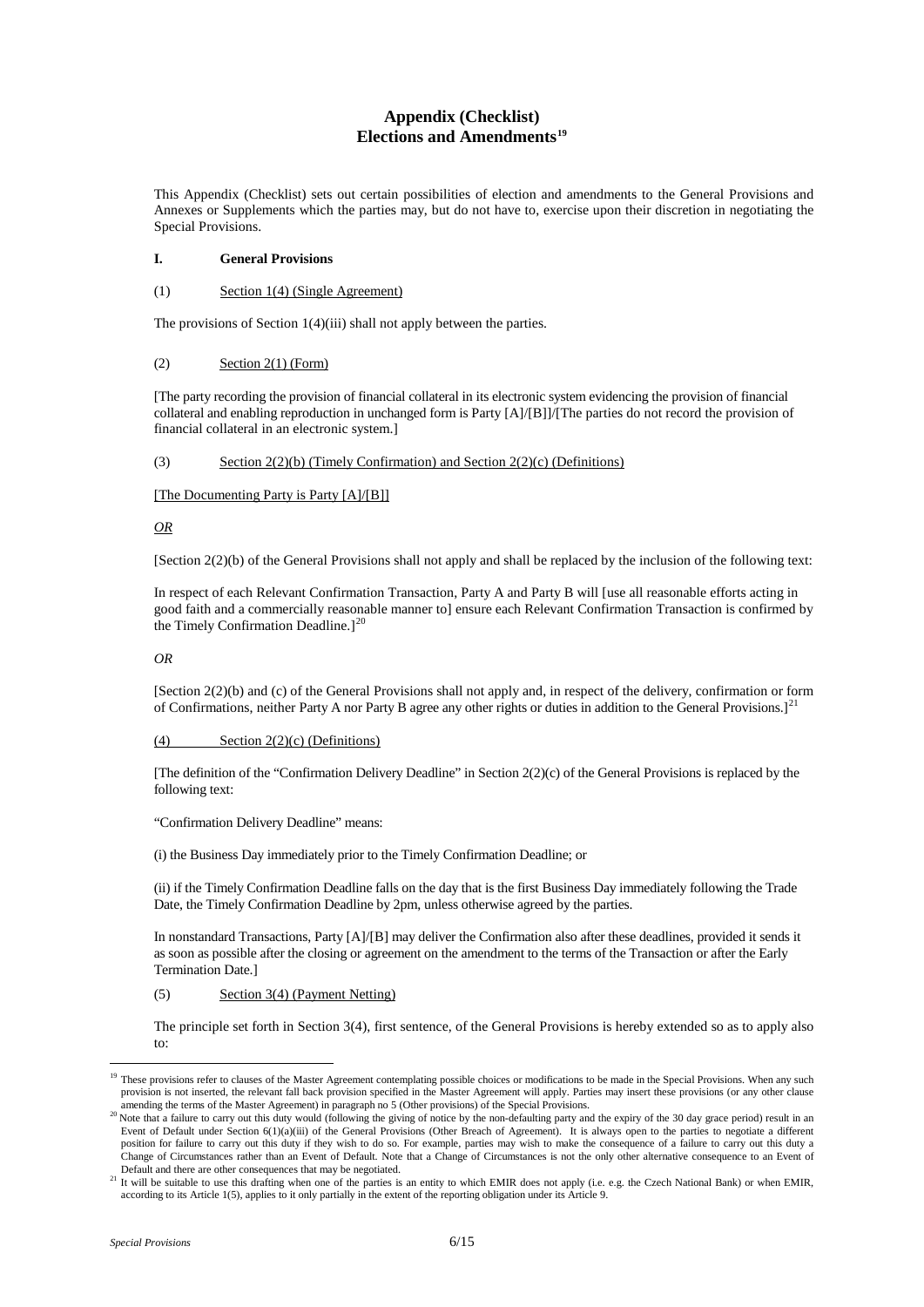# Appendix (Checklist)
# Elections and Amendments[19]

This Appendix (Checklist) sets out certain possibilities of election and amendments to the General Provisions and Annexes or Supplements which the parties may, but do not have to, exercise upon their discretion in negotiating the Special Provisions.

**I. General Provisions**

(1) Section 1(4) (Single Agreement)

The provisions of Section 1(4)(iii) shall not apply between the parties.

(2) Section 2(1) (Form)

[The party recording the provision of financial collateral in its electronic system evidencing the provision of financial collateral and enabling reproduction in unchanged form is Party [A]/[B]]/[The parties do not record the provision of financial collateral in an electronic system.]

(3) Section 2(2)(b) (Timely Confirmation) and Section 2(2)(c) (Definitions)

[The Documenting Party is Party [A]/[B]]

*OR*

[Section 2(2)(b) of the General Provisions shall not apply and shall be replaced by the inclusion of the following text:

In respect of each Relevant Confirmation Transaction, Party A and Party B will [use all reasonable efforts acting in good faith and a commercially reasonable manner to] ensure each Relevant Confirmation Transaction is confirmed by the Timely Confirmation Deadline.][20]

*OR*

[Section 2(2)(b) and (c) of the General Provisions shall not apply and, in respect of the delivery, confirmation or form of Confirmations, neither Party A nor Party B agree any other rights or duties in addition to the General Provisions.][21]

(4) Section 2(2)(c) (Definitions)

[The definition of the "Confirmation Delivery Deadline" in Section 2(2)(c) of the General Provisions is replaced by the following text:

"Confirmation Delivery Deadline" means:

(i) the Business Day immediately prior to the Timely Confirmation Deadline; or

(ii) if the Timely Confirmation Deadline falls on the day that is the first Business Day immediately following the Trade Date, the Timely Confirmation Deadline by 2pm, unless otherwise agreed by the parties.

In nonstandard Transactions, Party [A]/[B] may deliver the Confirmation also after these deadlines, provided it sends it as soon as possible after the closing or agreement on the amendment to the terms of the Transaction or after the Early Termination Date.]

(5) Section 3(4) (Payment Netting)

The principle set forth in Section 3(4), first sentence, of the General Provisions is hereby extended so as to apply also to:

---

[19] These provisions refer to clauses of the Master Agreement contemplating possible choices or modifications to be made in the Special Provisions. When any such provision is not inserted, the relevant fall back provision specified in the Master Agreement will apply. Parties may insert these provisions (or any other clause amending the terms of the Master Agreement) in paragraph no 5 (Other provisions) of the Special Provisions.

[20] Note that a failure to carry out this duty would (following the giving of notice by the non-defaulting party and the expiry of the 30 day grace period) result in an Event of Default under Section 6(1)(a)(iii) of the General Provisions (Other Breach of Agreement). It is always open to the parties to negotiate a different position for failure to carry out this duty if they wish to do so. For example, parties may wish to make the consequence of a failure to carry out this duty a Change of Circumstances rather than an Event of Default. Note that a Change of Circumstances is not the only other alternative consequence to an Event of Default and there are other consequences that may be negotiated.

[21] It will be suitable to use this drafting when one of the parties is an entity to which EMIR does not apply (i.e. e.g. the Czech National Bank) or when EMIR, according to its Article 1(5), applies to it only partially in the extent of the reporting obligation under its Article 9.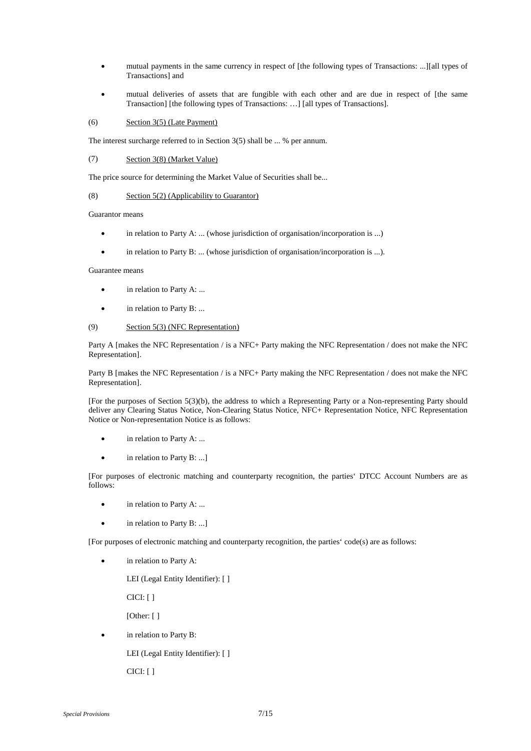- mutual payments in the same currency in respect of [the following types of Transactions: ...][all types of Transactions] and

- mutual deliveries of assets that are fungible with each other and are due in respect of [the same Transaction] [the following types of Transactions: …] [all types of Transactions].

(6) Section 3(5) (Late Payment)

The interest surcharge referred to in Section 3(5) shall be ... % per annum.

(7) Section 3(8) (Market Value)

The price source for determining the Market Value of Securities shall be...

(8) Section 5(2) (Applicability to Guarantor)

Guarantor means

- in relation to Party A: ... (whose jurisdiction of organisation/incorporation is ...)

- in relation to Party B: ... (whose jurisdiction of organisation/incorporation is ...).

Guarantee means

- in relation to Party A: ...

- in relation to Party B: ...

(9) Section 5(3) (NFC Representation)

Party A [makes the NFC Representation / is a NFC+ Party making the NFC Representation / does not make the NFC Representation].

Party B [makes the NFC Representation / is a NFC+ Party making the NFC Representation / does not make the NFC Representation].

[For the purposes of Section 5(3)(b), the address to which a Representing Party or a Non-representing Party should deliver any Clearing Status Notice, Non-Clearing Status Notice, NFC+ Representation Notice, NFC Representation Notice or Non-representation Notice is as follows:

- in relation to Party A: ...

- in relation to Party B: ...]

[For purposes of electronic matching and counterparty recognition, the parties‘ DTCC Account Numbers are as follows:

- in relation to Party A: ...

- in relation to Party B: ...]

[For purposes of electronic matching and counterparty recognition, the parties‘ code(s) are as follows:

- in relation to Party A:

  LEI (Legal Entity Identifier): [ ]

  CICI: [ ]

  [Other: [ ]

- in relation to Party B:

  LEI (Legal Entity Identifier): [ ]

  CICI: [ ]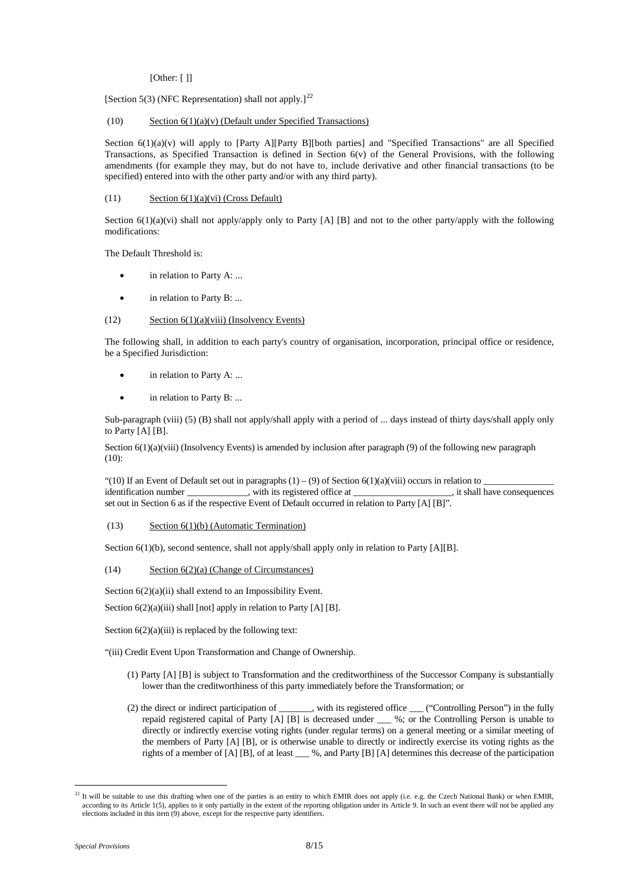[Other: [ ]]

[Section 5(3) (NFC Representation) shall not apply.][22]

(10) Section 6(1)(a)(v) (Default under Specified Transactions)

Section 6(1)(a)(v) will apply to [Party A][Party B][both parties] and "Specified Transactions" are all Specified Transactions, as Specified Transaction is defined in Section 6(v) of the General Provisions, with the following amendments (for example they may, but do not have to, include derivative and other financial transactions (to be specified) entered into with the other party and/or with any third party).

(11) Section 6(1)(a)(vi) (Cross Default)

Section 6(1)(a)(vi) shall not apply/apply only to Party [A] [B] and not to the other party/apply with the following modifications:

The Default Threshold is:

- in relation to Party A: ...
- in relation to Party B: ...

(12) Section 6(1)(a)(viii) (Insolvency Events)

The following shall, in addition to each party's country of organisation, incorporation, principal office or residence, be a Specified Jurisdiction:

- in relation to Party A: ...
- in relation to Party B: ...

Sub-paragraph (viii) (5) (B) shall not apply/shall apply with a period of ... days instead of thirty days/shall apply only to Party [A] [B].

Section 6(1)(a)(viii) (Insolvency Events) is amended by inclusion after paragraph (9) of the following new paragraph (10):

"(10) If an Event of Default set out in paragraphs (1) – (9) of Section 6(1)(a)(viii) occurs in relation to _______________ identification number _____________, with its registered office at _____________________, it shall have consequences set out in Section 6 as if the respective Event of Default occurred in relation to Party [A] [B]".

(13) Section 6(1)(b) (Automatic Termination)

Section 6(1)(b), second sentence, shall not apply/shall apply only in relation to Party [A][B].

(14) Section 6(2)(a) (Change of Circumstances)

Section 6(2)(a)(ii) shall extend to an Impossibility Event.

Section 6(2)(a)(iii) shall [not] apply in relation to Party [A] [B].

Section 6(2)(a)(iii) is replaced by the following text:

"(iii) Credit Event Upon Transformation and Change of Ownership.

(1) Party [A] [B] is subject to Transformation and the creditworthiness of the Successor Company is substantially lower than the creditworthiness of this party immediately before the Transformation; or

(2) the direct or indirect participation of _______, with its registered office ___ ("Controlling Person") in the fully repaid registered capital of Party [A] [B] is decreased under ___ %; or the Controlling Person is unable to directly or indirectly exercise voting rights (under regular terms) on a general meeting or a similar meeting of the members of Party [A] [B], or is otherwise unable to directly or indirectly exercise its voting rights as the rights of a member of [A] [B], of at least ___ %, and Party [B] [A] determines this decrease of the participation

[22] It will be suitable to use this drafting when one of the parties is an entity to which EMIR does not apply (i.e. e.g. the Czech National Bank) or when EMIR, according to its Article 1(5), applies to it only partially in the extent of the reporting obligation under its Article 9. In such an event there will not be applied any elections included in this item (9) above, except for the respective party identifiers.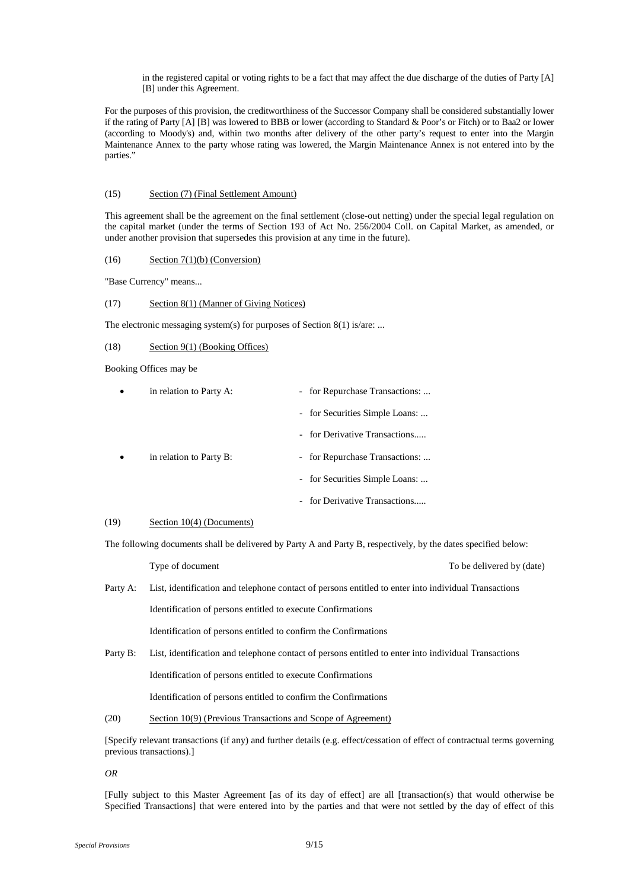in the registered capital or voting rights to be a fact that may affect the due discharge of the duties of Party [A] [B] under this Agreement.

For the purposes of this provision, the creditworthiness of the Successor Company shall be considered substantially lower if the rating of Party [A] [B] was lowered to BBB or lower (according to Standard & Poor's or Fitch) or to Baa2 or lower (according to Moody's) and, within two months after delivery of the other party's request to enter into the Margin Maintenance Annex to the party whose rating was lowered, the Margin Maintenance Annex is not entered into by the parties."

(15) Section (7) (Final Settlement Amount)

This agreement shall be the agreement on the final settlement (close-out netting) under the special legal regulation on the capital market (under the terms of Section 193 of Act No. 256/2004 Coll. on Capital Market, as amended, or under another provision that supersedes this provision at any time in the future).

(16) Section 7(1)(b) (Conversion)

"Base Currency" means...

(17) Section 8(1) (Manner of Giving Notices)

The electronic messaging system(s) for purposes of Section 8(1) is/are: ...

(18) Section 9(1) (Booking Offices)

Booking Offices may be

- in relation to Party A:
  - for Repurchase Transactions: ...
  - for Securities Simple Loans: ...
  - for Derivative Transactions.....
- in relation to Party B:
  - for Repurchase Transactions: ...
  - for Securities Simple Loans: ...
  - for Derivative Transactions.....

(19) Section 10(4) (Documents)

The following documents shall be delivered by Party A and Party B, respectively, by the dates specified below:

| | Type of document | To be delivered by (date) |
|---|---|---|
| Party A: | List, identification and telephone contact of persons entitled to enter into individual Transactions | |
| | Identification of persons entitled to execute Confirmations | |
| | Identification of persons entitled to confirm the Confirmations | |
| Party B: | List, identification and telephone contact of persons entitled to enter into individual Transactions | |
| | Identification of persons entitled to execute Confirmations | |
| | Identification of persons entitled to confirm the Confirmations | |

(20) Section 10(9) (Previous Transactions and Scope of Agreement)

[Specify relevant transactions (if any) and further details (e.g. effect/cessation of effect of contractual terms governing previous transactions).]

*OR*

[Fully subject to this Master Agreement [as of its day of effect] are all [transaction(s) that would otherwise be Specified Transactions] that were entered into by the parties and that were not settled by the day of effect of this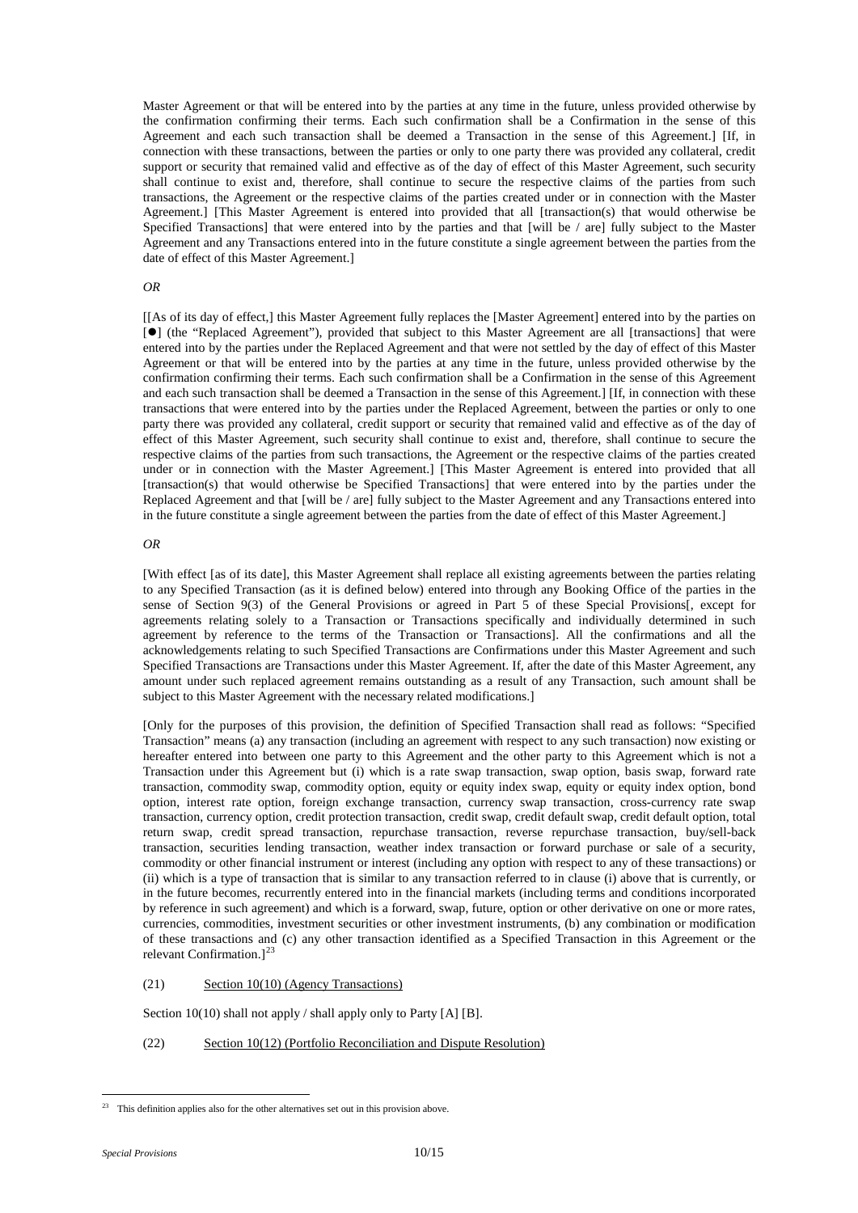Master Agreement or that will be entered into by the parties at any time in the future, unless provided otherwise by the confirmation confirming their terms. Each such confirmation shall be a Confirmation in the sense of this Agreement and each such transaction shall be deemed a Transaction in the sense of this Agreement.] [If, in connection with these transactions, between the parties or only to one party there was provided any collateral, credit support or security that remained valid and effective as of the day of effect of this Master Agreement, such security shall continue to exist and, therefore, shall continue to secure the respective claims of the parties from such transactions, the Agreement or the respective claims of the parties created under or in connection with the Master Agreement.] [This Master Agreement is entered into provided that all [transaction(s) that would otherwise be Specified Transactions] that were entered into by the parties and that [will be / are] fully subject to the Master Agreement and any Transactions entered into in the future constitute a single agreement between the parties from the date of effect of this Master Agreement.]

*OR*

[[As of its day of effect,] this Master Agreement fully replaces the [Master Agreement] entered into by the parties on [●] (the "Replaced Agreement"), provided that subject to this Master Agreement are all [transactions] that were entered into by the parties under the Replaced Agreement and that were not settled by the day of effect of this Master Agreement or that will be entered into by the parties at any time in the future, unless provided otherwise by the confirmation confirming their terms. Each such confirmation shall be a Confirmation in the sense of this Agreement and each such transaction shall be deemed a Transaction in the sense of this Agreement.] [If, in connection with these transactions that were entered into by the parties under the Replaced Agreement, between the parties or only to one party there was provided any collateral, credit support or security that remained valid and effective as of the day of effect of this Master Agreement, such security shall continue to exist and, therefore, shall continue to secure the respective claims of the parties from such transactions, the Agreement or the respective claims of the parties created under or in connection with the Master Agreement.] [This Master Agreement is entered into provided that all [transaction(s) that would otherwise be Specified Transactions] that were entered into by the parties under the Replaced Agreement and that [will be / are] fully subject to the Master Agreement and any Transactions entered into in the future constitute a single agreement between the parties from the date of effect of this Master Agreement.]

*OR*

[With effect [as of its date], this Master Agreement shall replace all existing agreements between the parties relating to any Specified Transaction (as it is defined below) entered into through any Booking Office of the parties in the sense of Section 9(3) of the General Provisions or agreed in Part 5 of these Special Provisions[, except for agreements relating solely to a Transaction or Transactions specifically and individually determined in such agreement by reference to the terms of the Transaction or Transactions]. All the confirmations and all the acknowledgements relating to such Specified Transactions are Confirmations under this Master Agreement and such Specified Transactions are Transactions under this Master Agreement. If, after the date of this Master Agreement, any amount under such replaced agreement remains outstanding as a result of any Transaction, such amount shall be subject to this Master Agreement with the necessary related modifications.]

[Only for the purposes of this provision, the definition of Specified Transaction shall read as follows: "Specified Transaction" means (a) any transaction (including an agreement with respect to any such transaction) now existing or hereafter entered into between one party to this Agreement and the other party to this Agreement which is not a Transaction under this Agreement but (i) which is a rate swap transaction, swap option, basis swap, forward rate transaction, commodity swap, commodity option, equity or equity index swap, equity or equity index option, bond option, interest rate option, foreign exchange transaction, currency swap transaction, cross-currency rate swap transaction, currency option, credit protection transaction, credit swap, credit default swap, credit default option, total return swap, credit spread transaction, repurchase transaction, reverse repurchase transaction, buy/sell-back transaction, securities lending transaction, weather index transaction or forward purchase or sale of a security, commodity or other financial instrument or interest (including any option with respect to any of these transactions) or (ii) which is a type of transaction that is similar to any transaction referred to in clause (i) above that is currently, or in the future becomes, recurrently entered into in the financial markets (including terms and conditions incorporated by reference in such agreement) and which is a forward, swap, future, option or other derivative on one or more rates, currencies, commodities, investment securities or other investment instruments, (b) any combination or modification of these transactions and (c) any other transaction identified as a Specified Transaction in this Agreement or the relevant Confirmation.][23]

(21) Section 10(10) (Agency Transactions)

Section 10(10) shall not apply / shall apply only to Party [A] [B].

(22) Section 10(12) (Portfolio Reconciliation and Dispute Resolution)

---

[23] This definition applies also for the other alternatives set out in this provision above.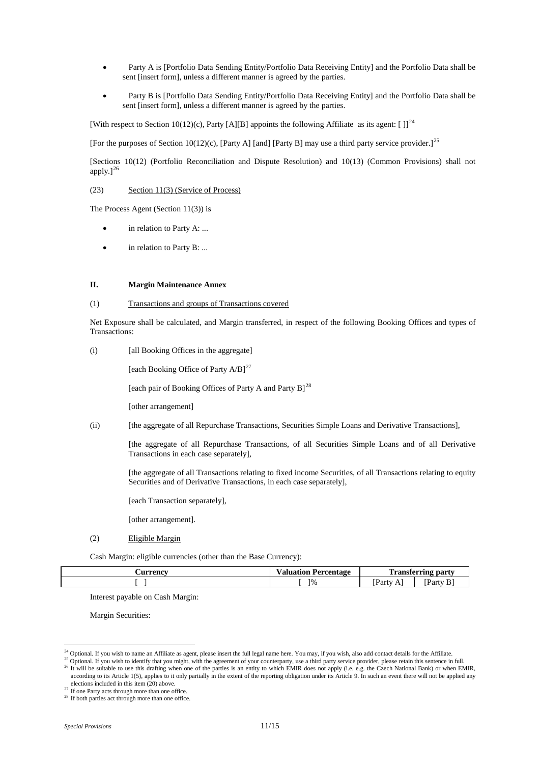- Party A is [Portfolio Data Sending Entity/Portfolio Data Receiving Entity] and the Portfolio Data shall be sent [insert form], unless a different manner is agreed by the parties.

- Party B is [Portfolio Data Sending Entity/Portfolio Data Receiving Entity] and the Portfolio Data shall be sent [insert form], unless a different manner is agreed by the parties.

[With respect to Section 10(12)(c), Party [A][B] appoints the following Affiliate as its agent: [ ]][24]

[For the purposes of Section 10(12)(c), [Party A] [and] [Party B] may use a third party service provider.][25]

[Sections 10(12) (Portfolio Reconciliation and Dispute Resolution) and 10(13) (Common Provisions) shall not apply.][26]

(23) Section 11(3) (Service of Process)

The Process Agent (Section 11(3)) is

- in relation to Party A: ...

- in relation to Party B: ...

## II. Margin Maintenance Annex

(1) Transactions and groups of Transactions covered

Net Exposure shall be calculated, and Margin transferred, in respect of the following Booking Offices and types of Transactions:

(i) [all Booking Offices in the aggregate]

[each Booking Office of Party A/B][27]

[each pair of Booking Offices of Party A and Party B][28]

[other arrangement]

(ii) [the aggregate of all Repurchase Transactions, Securities Simple Loans and Derivative Transactions],

[the aggregate of all Repurchase Transactions, of all Securities Simple Loans and of all Derivative Transactions in each case separately],

[the aggregate of all Transactions relating to fixed income Securities, of all Transactions relating to equity Securities and of Derivative Transactions, in each case separately],

[each Transaction separately],

[other arrangement].

(2) Eligible Margin

Cash Margin: eligible currencies (other than the Base Currency):

| Currency | Valuation Percentage | Transferring party | |
|---|---|---|---|
| [ ] | [ ]% | [Party A] | [Party B] |

Interest payable on Cash Margin:

Margin Securities:

---

[24] Optional. If you wish to name an Affiliate as agent, please insert the full legal name here. You may, if you wish, also add contact details for the Affiliate.

[25] Optional. If you wish to identify that you might, with the agreement of your counterparty, use a third party service provider, please retain this sentence in full.

[26] It will be suitable to use this drafting when one of the parties is an entity to which EMIR does not apply (i.e. e.g. the Czech National Bank) or when EMIR, according to its Article 1(5), applies to it only partially in the extent of the reporting obligation under its Article 9. In such an event there will not be applied any elections included in this item (20) above.

[27] If one Party acts through more than one office.

[28] If both parties act through more than one office.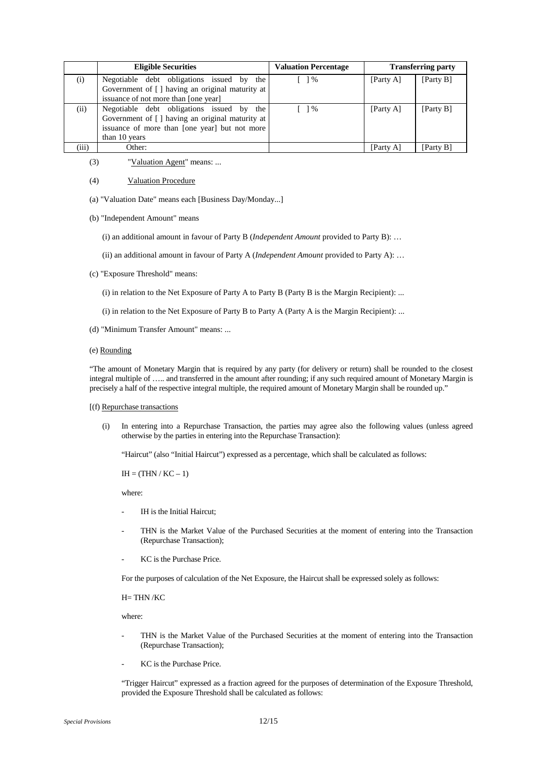| | Eligible Securities | Valuation Percentage | Transferring party | |
|---|---|---|---|---|
| (i) | Negotiable debt obligations issued by the Government of [ ] having an original maturity at issuance of not more than [one year] | [ ] % | [Party A] | [Party B] |
| (ii) | Negotiable debt obligations issued by the Government of [ ] having an original maturity at issuance of more than [one year] but not more than 10 years | [ ] % | [Party A] | [Party B] |
| (iii) | Other: | | [Party A] | [Party B] |

(3) "Valuation Agent" means: ...

(4) Valuation Procedure

(a) "Valuation Date" means each [Business Day/Monday...]

(b) "Independent Amount" means

(i) an additional amount in favour of Party B (*Independent Amount* provided to Party B): …

(ii) an additional amount in favour of Party A (*Independent Amount* provided to Party A): …

(c) "Exposure Threshold" means:

(i) in relation to the Net Exposure of Party A to Party B (Party B is the Margin Recipient): ...

(i) in relation to the Net Exposure of Party B to Party A (Party A is the Margin Recipient): ...

(d) "Minimum Transfer Amount" means: ...

(e) Rounding

"The amount of Monetary Margin that is required by any party (for delivery or return) shall be rounded to the closest integral multiple of ….. and transferred in the amount after rounding; if any such required amount of Monetary Margin is precisely a half of the respective integral multiple, the required amount of Monetary Margin shall be rounded up."

[(f) Repurchase transactions

(i) In entering into a Repurchase Transaction, the parties may agree also the following values (unless agreed otherwise by the parties in entering into the Repurchase Transaction):

"Haircut" (also "Initial Haircut") expressed as a percentage, which shall be calculated as follows:

$IH = (THN / KC - 1)$

where:

- IH is the Initial Haircut;
- THN is the Market Value of the Purchased Securities at the moment of entering into the Transaction (Repurchase Transaction);
- KC is the Purchase Price.

For the purposes of calculation of the Net Exposure, the Haircut shall be expressed solely as follows:

$H = THN / KC$

where:

- THN is the Market Value of the Purchased Securities at the moment of entering into the Transaction (Repurchase Transaction);
- KC is the Purchase Price.

"Trigger Haircut" expressed as a fraction agreed for the purposes of determination of the Exposure Threshold, provided the Exposure Threshold shall be calculated as follows: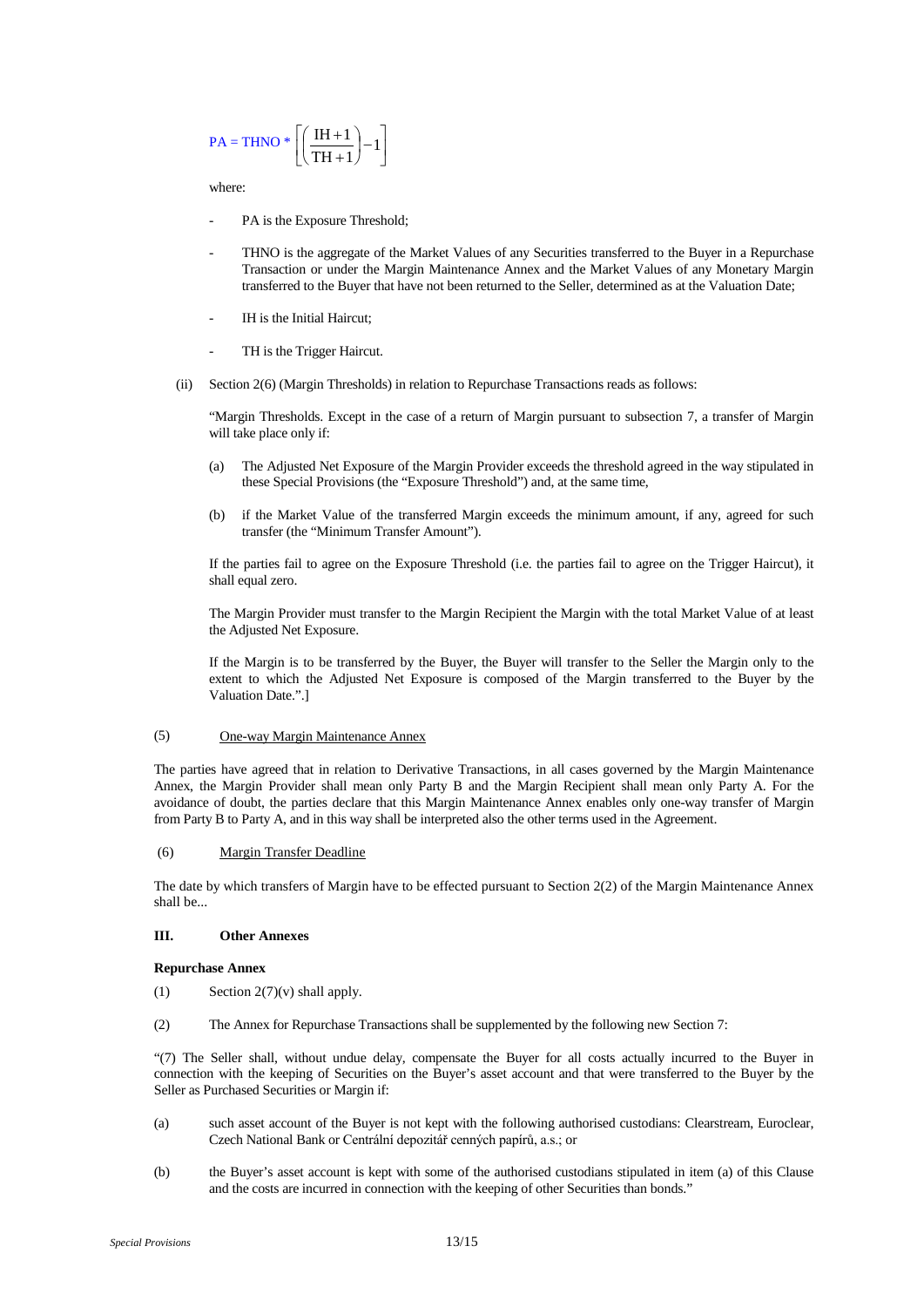$$PA = THNO * \left[\left(\frac{IH+1}{TH+1}\right) - 1\right]$$

where:

- PA is the Exposure Threshold;
- THNO is the aggregate of the Market Values of any Securities transferred to the Buyer in a Repurchase Transaction or under the Margin Maintenance Annex and the Market Values of any Monetary Margin transferred to the Buyer that have not been returned to the Seller, determined as at the Valuation Date;
- IH is the Initial Haircut;
- TH is the Trigger Haircut.

(ii) Section 2(6) (Margin Thresholds) in relation to Repurchase Transactions reads as follows:

"Margin Thresholds. Except in the case of a return of Margin pursuant to subsection 7, a transfer of Margin will take place only if:

(a) The Adjusted Net Exposure of the Margin Provider exceeds the threshold agreed in the way stipulated in these Special Provisions (the "Exposure Threshold") and, at the same time,

(b) if the Market Value of the transferred Margin exceeds the minimum amount, if any, agreed for such transfer (the "Minimum Transfer Amount").

If the parties fail to agree on the Exposure Threshold (i.e. the parties fail to agree on the Trigger Haircut), it shall equal zero.

The Margin Provider must transfer to the Margin Recipient the Margin with the total Market Value of at least the Adjusted Net Exposure.

If the Margin is to be transferred by the Buyer, the Buyer will transfer to the Seller the Margin only to the extent to which the Adjusted Net Exposure is composed of the Margin transferred to the Buyer by the Valuation Date.".]

(5) One-way Margin Maintenance Annex

The parties have agreed that in relation to Derivative Transactions, in all cases governed by the Margin Maintenance Annex, the Margin Provider shall mean only Party B and the Margin Recipient shall mean only Party A. For the avoidance of doubt, the parties declare that this Margin Maintenance Annex enables only one-way transfer of Margin from Party B to Party A, and in this way shall be interpreted also the other terms used in the Agreement.

(6) Margin Transfer Deadline

The date by which transfers of Margin have to be effected pursuant to Section 2(2) of the Margin Maintenance Annex shall be...

### III. Other Annexes

**Repurchase Annex**

(1) Section 2(7)(v) shall apply.

(2) The Annex for Repurchase Transactions shall be supplemented by the following new Section 7:

"(7) The Seller shall, without undue delay, compensate the Buyer for all costs actually incurred to the Buyer in connection with the keeping of Securities on the Buyer's asset account and that were transferred to the Buyer by the Seller as Purchased Securities or Margin if:

(a) such asset account of the Buyer is not kept with the following authorised custodians: Clearstream, Euroclear, Czech National Bank or Centrální depozitář cenných papírů, a.s.; or

(b) the Buyer's asset account is kept with some of the authorised custodians stipulated in item (a) of this Clause and the costs are incurred in connection with the keeping of other Securities than bonds."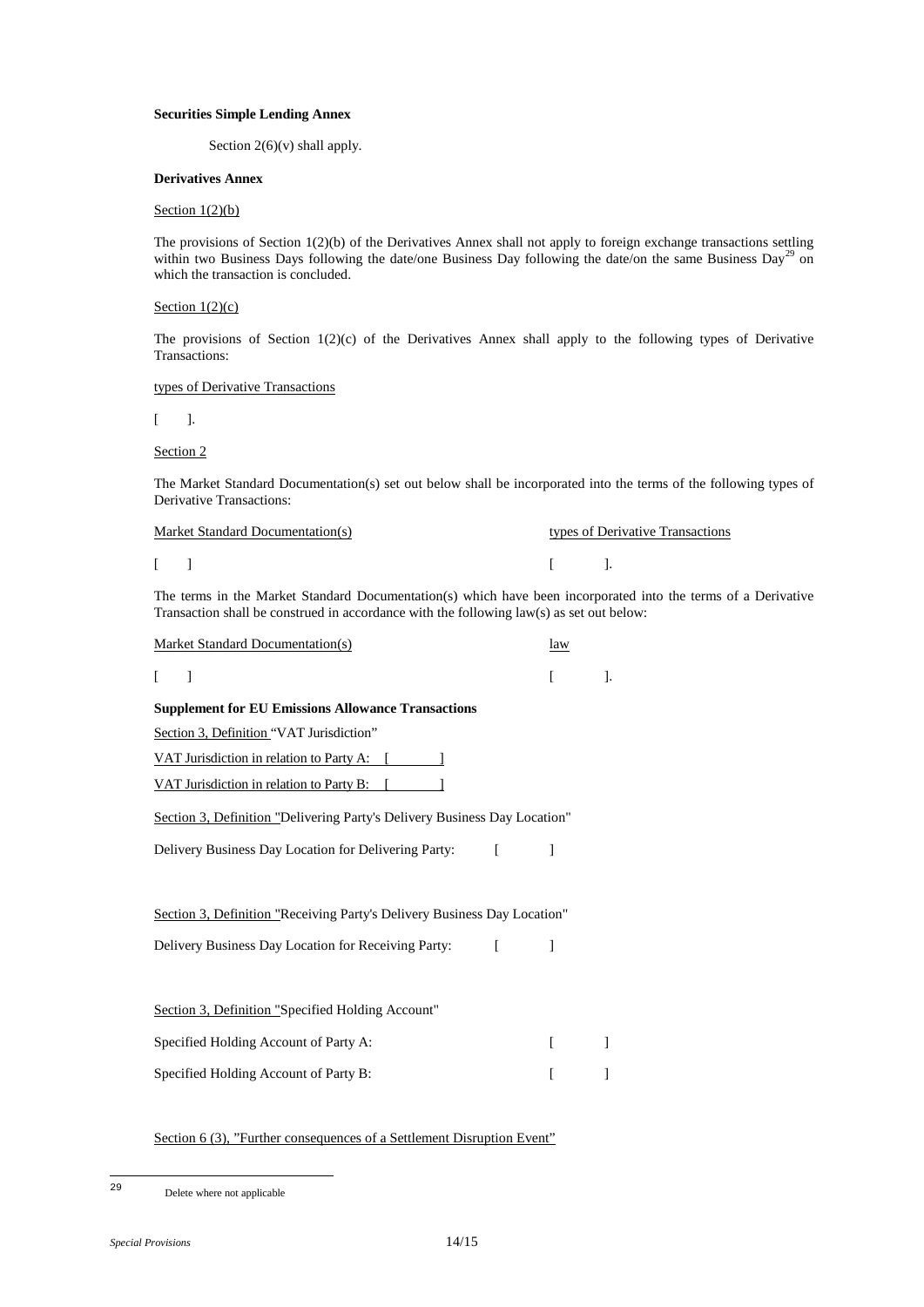**Securities Simple Lending Annex**

Section 2(6)(v) shall apply.

**Derivatives Annex**

Section 1(2)(b)

The provisions of Section 1(2)(b) of the Derivatives Annex shall not apply to foreign exchange transactions settling within two Business Days following the date/one Business Day following the date/on the same Business Day[29] on which the transaction is concluded.

Section 1(2)(c)

The provisions of Section 1(2)(c) of the Derivatives Annex shall apply to the following types of Derivative Transactions:

types of Derivative Transactions

[ ].

Section 2

The Market Standard Documentation(s) set out below shall be incorporated into the terms of the following types of Derivative Transactions:

| Market Standard Documentation(s) | types of Derivative Transactions |
|---|---|
| [ ] | [ ]. |

The terms in the Market Standard Documentation(s) which have been incorporated into the terms of a Derivative Transaction shall be construed in accordance with the following law(s) as set out below:

| Market Standard Documentation(s) | law |
|---|---|
| [ ] | [ ]. |

**Supplement for EU Emissions Allowance Transactions**

Section 3, Definition "VAT Jurisdiction"

VAT Jurisdiction in relation to Party A: [ ]

VAT Jurisdiction in relation to Party B: [ ]

Section 3, Definition "Delivering Party's Delivery Business Day Location"

Delivery Business Day Location for Delivering Party: [ ]

Section 3, Definition "Receiving Party's Delivery Business Day Location"

Delivery Business Day Location for Receiving Party: [ ]

Section 3, Definition "Specified Holding Account"

Specified Holding Account of Party A: [ ]

Specified Holding Account of Party B: [ ]

Section 6 (3), "Further consequences of a Settlement Disruption Event"

---

[29] Delete where not applicable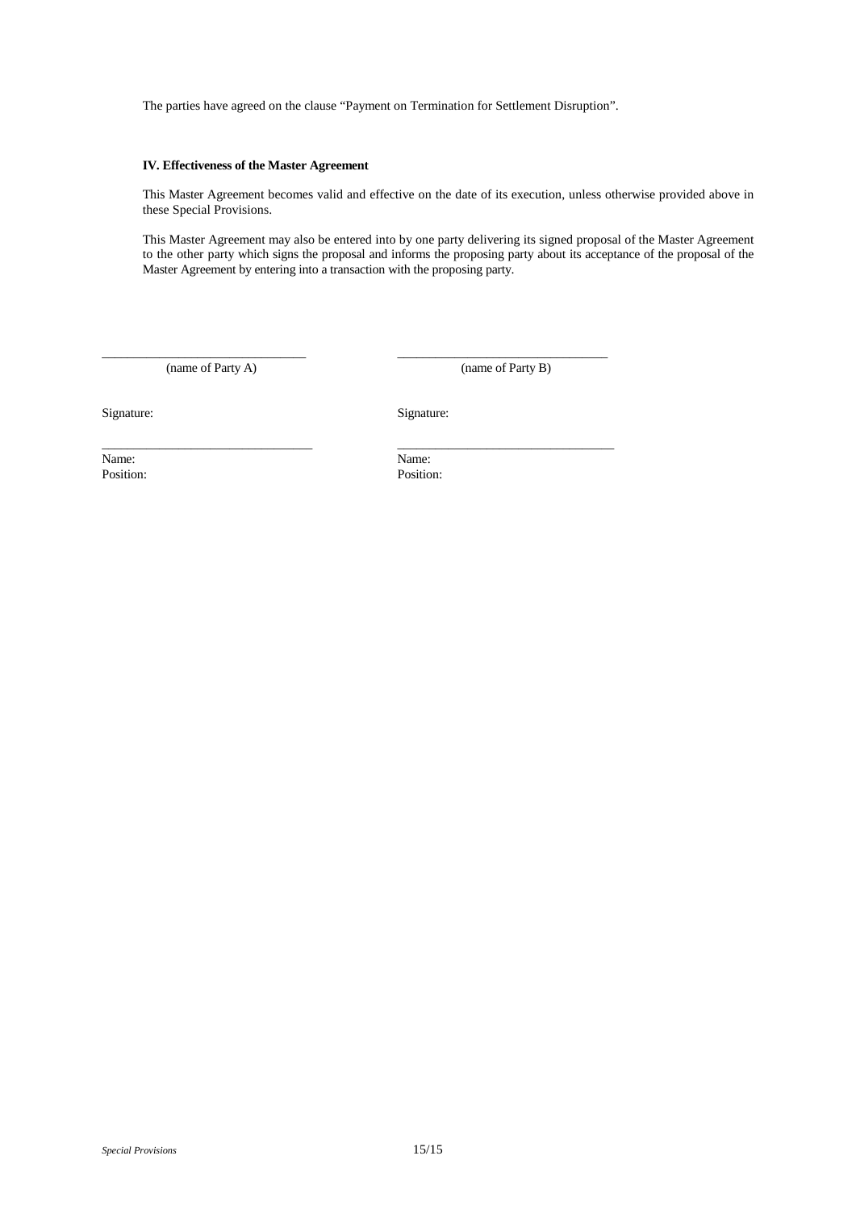The parties have agreed on the clause “Payment on Termination for Settlement Disruption”.

**IV. Effectiveness of the Master Agreement**

This Master Agreement becomes valid and effective on the date of its execution, unless otherwise provided above in these Special Provisions.

This Master Agreement may also be entered into by one party delivering its signed proposal of the Master Agreement to the other party which signs the proposal and informs the proposing party about its acceptance of the proposal of the Master Agreement by entering into a transaction with the proposing party.

| | |
|---|---|
| _______________________________ | _______________________________ |
| (name of Party A) | (name of Party B) |
| Signature: | Signature: |
| _______________________________ | _______________________________ |
| Name: | Name: |
| Position: | Position: |